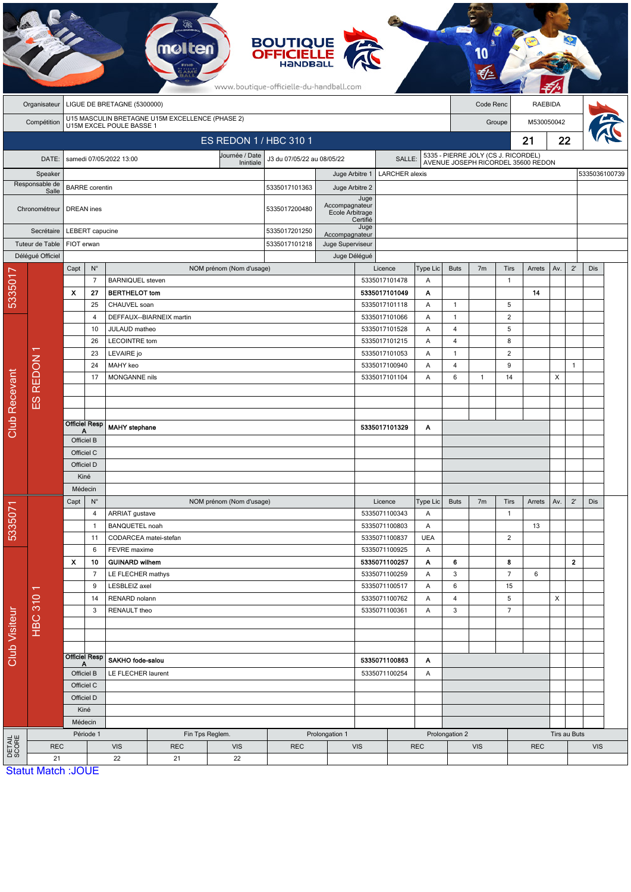BOUTIQUE OFFICIELLE HANDBALL

www.boutique-officielle-du-handball.com

| | | | |
|---|---|---|---|
| Organisateur | LIGUE DE BRETAGNE (5300000) | Code Renc | RAEBIDA |
| Compétition | U15 MASCULIN BRETAGNE U15M EXCELLENCE (PHASE 2) U15M EXCEL POULE BASSE 1 | Groupe | M530050042 |

## ES REDON 1 / HBC 310 1 — 21 / 22

| | | | | | |
|---|---|---|---|---|---|
| DATE: | samedi 07/05/2022 13:00 | Journée / Date Initiale | J3 du 07/05/22 au 08/05/22 | SALLE: | 5335 - PIERRE JOLY (CS J. RICORDEL) AVENUE JOSEPH RICORDEL 35600 REDON |
| Speaker | | | Juge Arbitre 1 | LARCHER alexis | 5335036100739 |
| Responsable de Salle | BARRE corentin | 5335017101363 | Juge Arbitre 2 | | |
| Chronométreur | DREAN ines | 5335017200480 | Juge Accompagnateur Ecole Arbitrage Certifié | | |
| Secrétaire | LEBERT capucine | 5335017201250 | Juge Accompagnateur | | |
| Tuteur de Table | FIOT erwan | 5335017101218 | Juge Superviseur | | |
| Délégué Officiel | | | Juge Délégué | | |

### Club Recevant — 5335017 — ES REDON 1

| Capt | N° | NOM prénom (Nom d'usage) | Licence | Type Lic | Buts | 7m | Tirs | Arrets | Av. | 2' | Dis |
|---|---|---|---|---|---|---|---|---|---|---|---|
| | 7 | BARNIQUEL steven | 5335017101478 | A | | | 1 | | | | |
| X | 27 | **BERTHELOT tom** | **5335017101049** | **A** | | | | **14** | | | |
| | 25 | CHAUVEL soan | 5335017101118 | A | 1 | | 5 | | | | |
| | 4 | DEFFAUX--BIARNEIX martin | 5335017101066 | A | 1 | | 2 | | | | |
| | 10 | JULAUD matheo | 5335017101528 | A | 4 | | 5 | | | | |
| | 26 | LECOINTRE tom | 5335017101215 | A | 4 | | 8 | | | | |
| | 23 | LEVAIRE jo | 5335017101053 | A | 1 | | 2 | | | | |
| | 24 | MAHY keo | 5335017100940 | A | 4 | | 9 | | | 1 | |
| | 17 | MONGANNE nils | 5335017101104 | A | 6 | 1 | 14 | | X | | |
| Officiel Resp A | | **MAHY stephane** | **5335017101329** | **A** | | | | | | | |
| Officiel B | | | | | | | | | | | |
| Officiel C | | | | | | | | | | | |
| Officiel D | | | | | | | | | | | |
| Kiné | | | | | | | | | | | |
| Médecin | | | | | | | | | | | |

### Club Visiteur — 5335071 — HBC 310 1

| Capt | N° | NOM prénom (Nom d'usage) | Licence | Type Lic | Buts | 7m | Tirs | Arrets | Av. | 2' | Dis |
|---|---|---|---|---|---|---|---|---|---|---|---|
| | 4 | ARRIAT gustave | 5335071100343 | A | | | 1 | | | | |
| | 1 | BANQUETEL noah | 5335071100803 | A | | | | 13 | | | |
| | 11 | CODARCEA matei-stefan | 5335071100837 | UEA | | | 2 | | | | |
| | 6 | FEVRE maxime | 5335071100925 | A | | | | | | | |
| X | 10 | **GUINARD wilhem** | **5335071100257** | **A** | **6** | | **8** | | | **2** | |
| | 7 | LE FLECHER mathys | 5335071100259 | A | 3 | | 7 | 6 | | | |
| | 9 | LESBLEIZ axel | 5335071100517 | A | 6 | | 15 | | | | |
| | 14 | RENARD nolann | 5335071100762 | A | 4 | | 5 | | X | | |
| | 3 | RENAULT theo | 5335071100361 | A | 3 | | 7 | | | | |
| Officiel Resp A | | **SAKHO fode-salou** | **5335071100863** | **A** | | | | | | | |
| Officiel B | | LE FLECHER laurent | 5335071100254 | A | | | | | | | |
| Officiel C | | | | | | | | | | | |
| Officiel D | | | | | | | | | | | |
| Kiné | | | | | | | | | | | |
| Médecin | | | | | | | | | | | |

### DETAIL SCORE

| Période 1 | | Fin Tps Reglem. | | Prolongation 1 | | Prolongation 2 | | Tirs au Buts | |
|---|---|---|---|---|---|---|---|---|---|
| REC | VIS | REC | VIS | REC | VIS | REC | VIS | REC | VIS |
| 21 | 22 | 21 | 22 | | | | | | |

Statut Match :JOUE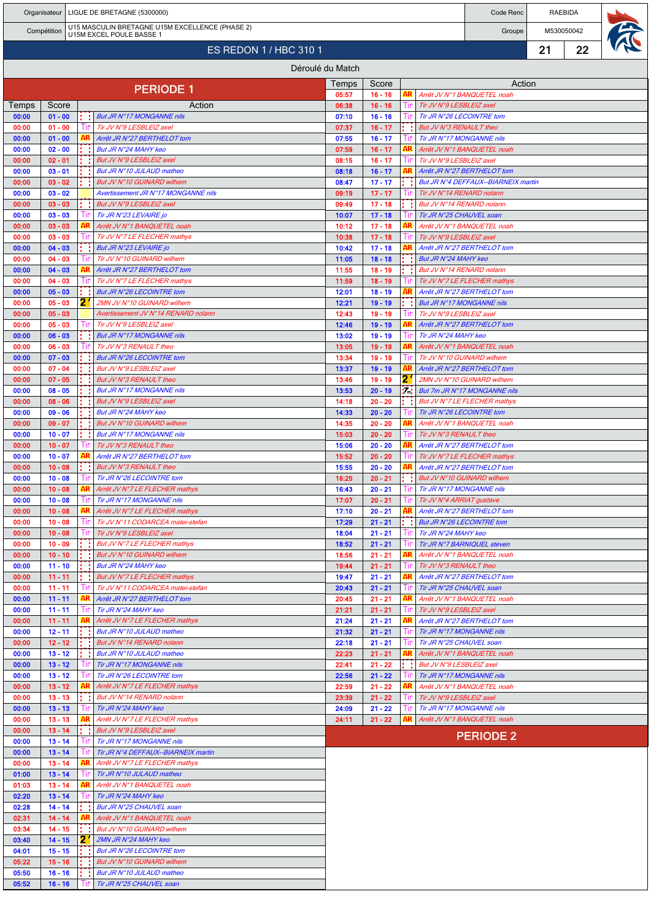| Organisateur | LIGUE DE BRETAGNE (5300000) | Code Renc | RAEBIDA |
|---|---|---|---|
| Compétition | U15 MASCULIN BRETAGNE U15M EXCELLENCE (PHASE 2) U15M EXCEL POULE BASSE 1 | Groupe | M530050042 |

## ES REDON 1 / HBC 310 1 — 21 22

### Déroulé du Match

## PERIODE 1

| Temps | Score | | Action |
|---|---|---|---|
| 00:00 | 01 - 00 | | But JR N°17 MONGANNE nils |
| 00:00 | 01 - 00 | Tir | Tir JV N°9 LESBLEIZ axel |
| 00:00 | 01 - 00 | AR | Arrêt JR N°27 BERTHELOT tom |
| 00:00 | 02 - 00 | | But JR N°24 MAHY keo |
| 00:00 | 02 - 01 | | But JV N°9 LESBLEIZ axel |
| 00:00 | 03 - 01 | | But JR N°10 JULAUD matheo |
| 00:00 | 03 - 02 | | But JV N°10 GUINARD wilhem |
| 00:00 | 03 - 02 | | Avertissement JR N°17 MONGANNE nils |
| 00:00 | 03 - 03 | | But JV N°9 LESBLEIZ axel |
| 00:00 | 03 - 03 | Tir | Tir JR N°23 LEVAIRE jo |
| 00:00 | 03 - 03 | AR | Arrêt JV N°1 BANQUETEL noah |
| 00:00 | 03 - 03 | Tir | Tir JV N°7 LE FLECHER mathys |
| 00:00 | 04 - 03 | | But JR N°23 LEVAIRE jo |
| 00:00 | 04 - 03 | Tir | Tir JV N°10 GUINARD wilhem |
| 00:00 | 04 - 03 | AR | Arrêt JR N°27 BERTHELOT tom |
| 00:00 | 04 - 03 | Tir | Tir JV N°7 LE FLECHER mathys |
| 00:00 | 05 - 03 | | But JR N°26 LECOINTRE tom |
| 00:00 | 05 - 03 | 2' | 2MN JV N°10 GUINARD wilhem |
| 00:00 | 05 - 03 | | Avertissement JV N°14 RENARD nolann |
| 00:00 | 05 - 03 | Tir | Tir JV N°9 LESBLEIZ axel |
| 00:00 | 06 - 03 | | But JR N°17 MONGANNE nils |
| 00:00 | 06 - 03 | Tir | Tir JV N°3 RENAULT theo |
| 00:00 | 07 - 03 | | But JR N°26 LECOINTRE tom |
| 00:00 | 07 - 04 | | But JV N°9 LESBLEIZ axel |
| 00:00 | 07 - 05 | | But JV N°3 RENAULT theo |
| 00:00 | 08 - 05 | | But JR N°17 MONGANNE nils |
| 00:00 | 08 - 06 | | But JV N°9 LESBLEIZ axel |
| 00:00 | 09 - 06 | | But JR N°24 MAHY keo |
| 00:00 | 09 - 07 | | But JV N°10 GUINARD wilhem |
| 00:00 | 10 - 07 | | But JR N°17 MONGANNE nils |
| 00:00 | 10 - 07 | Tir | Tir JV N°3 RENAULT theo |
| 00:00 | 10 - 07 | AR | Arrêt JR N°27 BERTHELOT tom |
| 00:00 | 10 - 08 | | But JV N°3 RENAULT theo |
| 00:00 | 10 - 08 | Tir | Tir JR N°26 LECOINTRE tom |
| 00:00 | 10 - 08 | AR | Arrêt JV N°7 LE FLECHER mathys |
| 00:00 | 10 - 08 | Tir | Tir JR N°17 MONGANNE nils |
| 00:00 | 10 - 08 | AR | Arrêt JV N°7 LE FLECHER mathys |
| 00:00 | 10 - 08 | Tir | Tir JV N°11 CODARCEA matei-stefan |
| 00:00 | 10 - 08 | Tir | Tir JV N°9 LESBLEIZ axel |
| 00:00 | 10 - 09 | | But JV N°7 LE FLECHER mathys |
| 00:00 | 10 - 10 | | But JV N°10 GUINARD wilhem |
| 00:00 | 11 - 10 | | But JR N°24 MAHY keo |
| 00:00 | 11 - 11 | | But JV N°7 LE FLECHER mathys |
| 00:00 | 11 - 11 | Tir | Tir JV N°11 CODARCEA matei-stefan |
| 00:00 | 11 - 11 | AR | Arrêt JR N°27 BERTHELOT tom |
| 00:00 | 11 - 11 | Tir | Tir JR N°24 MAHY keo |
| 00:00 | 11 - 11 | AR | Arrêt JV N°7 LE FLECHER mathys |
| 00:00 | 12 - 11 | | But JR N°10 JULAUD matheo |
| 00:00 | 12 - 12 | | But JV N°14 RENARD nolann |
| 00:00 | 13 - 12 | | But JR N°10 JULAUD matheo |
| 00:00 | 13 - 12 | Tir | Tir JR N°17 MONGANNE nils |
| 00:00 | 13 - 12 | Tir | Tir JR N°26 LECOINTRE tom |
| 00:00 | 13 - 12 | AR | Arrêt JV N°7 LE FLECHER mathys |
| 00:00 | 13 - 13 | | But JV N°14 RENARD nolann |
| 00:00 | 13 - 13 | Tir | Tir JR N°24 MAHY keo |
| 00:00 | 13 - 13 | AR | Arrêt JV N°7 LE FLECHER mathys |
| 00:00 | 13 - 14 | | But JV N°9 LESBLEIZ axel |
| 00:00 | 13 - 14 | Tir | Tir JR N°17 MONGANNE nils |
| 00:00 | 13 - 14 | Tir | Tir JR N°4 DEFFAUX--BIARNEIX martin |
| 00:00 | 13 - 14 | AR | Arrêt JV N°7 LE FLECHER mathys |
| 01:00 | 13 - 14 | Tir | Tir JR N°10 JULAUD matheo |
| 01:03 | 13 - 14 | AR | Arrêt JV N°1 BANQUETEL noah |
| 02:20 | 13 - 14 | Tir | Tir JR N°24 MAHY keo |
| 02:28 | 14 - 14 | | But JR N°25 CHAUVEL soan |
| 02:31 | 14 - 14 | AR | Arrêt JV N°1 BANQUETEL noah |
| 03:34 | 14 - 15 | | But JV N°10 GUINARD wilhem |
| 03:40 | 14 - 15 | 2' | 2MN JR N°24 MAHY keo |
| 04:01 | 15 - 15 | | But JR N°26 LECOINTRE tom |
| 05:22 | 15 - 16 | | But JV N°10 GUINARD wilhem |
| 05:50 | 16 - 16 | | But JR N°10 JULAUD matheo |
| 05:52 | 16 - 16 | Tir | Tir JR N°25 CHAUVEL soan |
| 05:57 | 16 - 16 | AR | Arrêt JV N°1 BANQUETEL noah |
| 06:38 | 16 - 16 | Tir | Tir JV N°9 LESBLEIZ axel |
| 07:10 | 16 - 16 | Tir | Tir JR N°26 LECOINTRE tom |
| 07:37 | 16 - 17 | | But JV N°3 RENAULT theo |
| 07:55 | 16 - 17 | Tir | Tir JR N°17 MONGANNE nils |
| 07:59 | 16 - 17 | AR | Arrêt JV N°1 BANQUETEL noah |
| 08:15 | 16 - 17 | Tir | Tir JV N°9 LESBLEIZ axel |
| 08:18 | 16 - 17 | AR | Arrêt JR N°27 BERTHELOT tom |
| 08:47 | 17 - 17 | | But JR N°4 DEFFAUX--BIARNEIX martin |
| 09:19 | 17 - 17 | Tir | Tir JV N°14 RENARD nolann |
| 09:49 | 17 - 18 | | But JV N°14 RENARD nolann |
| 10:07 | 17 - 18 | Tir | Tir JR N°25 CHAUVEL soan |
| 10:12 | 17 - 18 | AR | Arrêt JV N°1 BANQUETEL noah |
| 10:38 | 17 - 18 | Tir | Tir JV N°9 LESBLEIZ axel |
| 10:42 | 17 - 18 | AR | Arrêt JR N°27 BERTHELOT tom |
| 11:05 | 18 - 18 | | But JR N°24 MAHY keo |
| 11:55 | 18 - 19 | | But JV N°14 RENARD nolann |
| 11:59 | 18 - 19 | Tir | Tir JV N°7 LE FLECHER mathys |
| 12:01 | 18 - 19 | AR | Arrêt JR N°27 BERTHELOT tom |
| 12:21 | 19 - 19 | | But JR N°17 MONGANNE nils |
| 12:43 | 19 - 19 | Tir | Tir JV N°9 LESBLEIZ axel |
| 12:46 | 19 - 19 | AR | Arrêt JR N°27 BERTHELOT tom |
| 13:02 | 19 - 19 | Tir | Tir JR N°24 MAHY keo |
| 13:05 | 19 - 19 | AR | Arrêt JV N°1 BANQUETEL noah |
| 13:34 | 19 - 19 | Tir | Tir JV N°10 GUINARD wilhem |
| 13:37 | 19 - 19 | AR | Arrêt JR N°27 BERTHELOT tom |
| 13:46 | 19 - 19 | 2' | 2MN JV N°10 GUINARD wilhem |
| 13:53 | 20 - 19 | 7m | But 7m JR N°17 MONGANNE nils |
| 14:18 | 20 - 20 | | But JV N°7 LE FLECHER mathys |
| 14:33 | 20 - 20 | Tir | Tir JR N°26 LECOINTRE tom |
| 14:35 | 20 - 20 | AR | Arrêt JV N°1 BANQUETEL noah |
| 15:03 | 20 - 20 | Tir | Tir JV N°3 RENAULT theo |
| 15:06 | 20 - 20 | AR | Arrêt JR N°27 BERTHELOT tom |
| 15:52 | 20 - 20 | Tir | Tir JV N°7 LE FLECHER mathys |
| 15:55 | 20 - 20 | AR | Arrêt JR N°27 BERTHELOT tom |
| 16:25 | 20 - 21 | | But JV N°10 GUINARD wilhem |
| 16:43 | 20 - 21 | Tir | Tir JR N°17 MONGANNE nils |
| 17:07 | 20 - 21 | Tir | Tir JV N°4 ARRIAT gustave |
| 17:10 | 20 - 21 | AR | Arrêt JR N°27 BERTHELOT tom |
| 17:29 | 21 - 21 | | But JR N°26 LECOINTRE tom |
| 18:04 | 21 - 21 | Tir | Tir JR N°24 MAHY keo |
| 18:52 | 21 - 21 | Tir | Tir JR N°7 BARNIQUEL steven |
| 18:56 | 21 - 21 | AR | Arrêt JV N°1 BANQUETEL noah |
| 19:44 | 21 - 21 | Tir | Tir JV N°3 RENAULT theo |
| 19:47 | 21 - 21 | AR | Arrêt JR N°27 BERTHELOT tom |
| 20:43 | 21 - 21 | Tir | Tir JR N°25 CHAUVEL soan |
| 20:45 | 21 - 21 | AR | Arrêt JV N°1 BANQUETEL noah |
| 21:21 | 21 - 21 | Tir | Tir JV N°9 LESBLEIZ axel |
| 21:24 | 21 - 21 | AR | Arrêt JR N°27 BERTHELOT tom |
| 21:32 | 21 - 21 | Tir | Tir JR N°17 MONGANNE nils |
| 22:18 | 21 - 21 | Tir | Tir JR N°25 CHAUVEL soan |
| 22:23 | 21 - 21 | AR | Arrêt JV N°1 BANQUETEL noah |
| 22:41 | 21 - 22 | | But JV N°9 LESBLEIZ axel |
| 22:56 | 21 - 22 | Tir | Tir JR N°17 MONGANNE nils |
| 22:59 | 21 - 22 | AR | Arrêt JV N°1 BANQUETEL noah |
| 23:39 | 21 - 22 | Tir | Tir JV N°9 LESBLEIZ axel |
| 24:09 | 21 - 22 | Tir | Tir JR N°17 MONGANNE nils |
| 24:11 | 21 - 22 | AR | Arrêt JV N°1 BANQUETEL noah |

## PERIODE 2